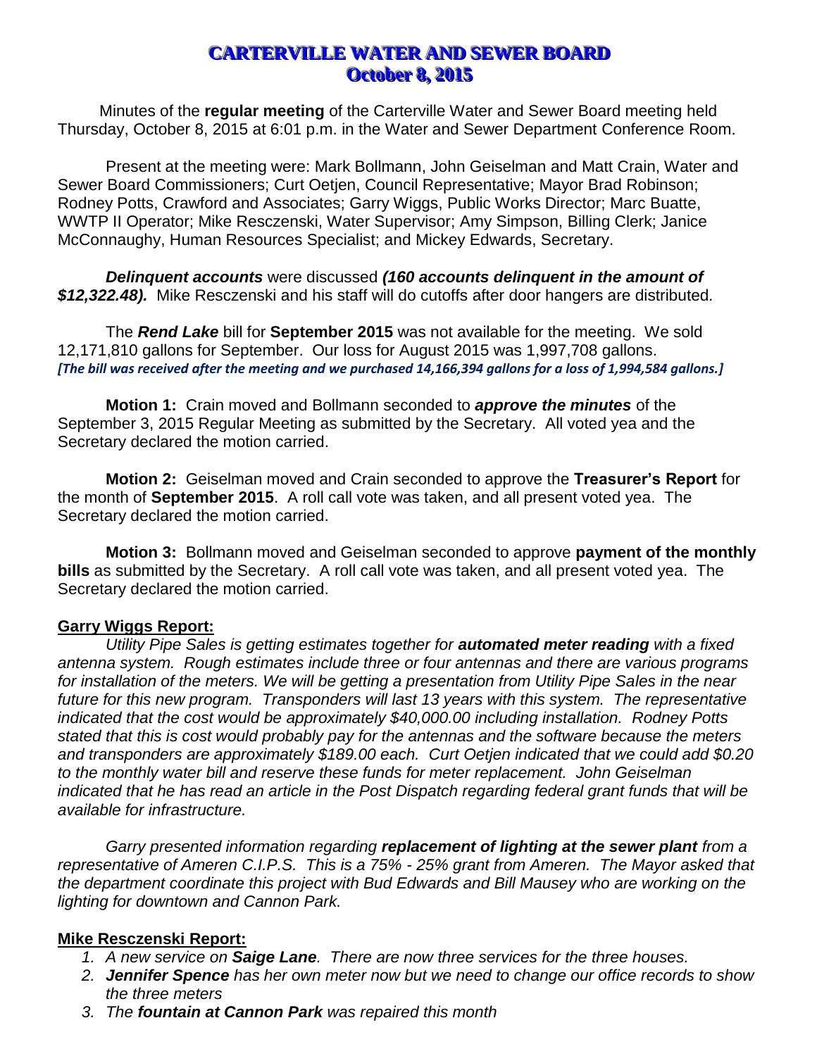# CARTERVILLE WATER AND SEWER BOARD
## October 8, 2015

Minutes of the **regular meeting** of the Carterville Water and Sewer Board meeting held Thursday, October 8, 2015 at 6:01 p.m. in the Water and Sewer Department Conference Room.

Present at the meeting were: Mark Bollmann, John Geiselman and Matt Crain, Water and Sewer Board Commissioners; Curt Oetjen, Council Representative; Mayor Brad Robinson; Rodney Potts, Crawford and Associates; Garry Wiggs, Public Works Director; Marc Buatte, WWTP II Operator; Mike Resczenski, Water Supervisor; Amy Simpson, Billing Clerk; Janice McConnaughy, Human Resources Specialist; and Mickey Edwards, Secretary.

***Delinquent accounts*** were discussed ***(160 accounts delinquent in the amount of $12,322.48).*** Mike Resczenski and his staff will do cutoffs after door hangers are distributed.

The ***Rend Lake*** bill for **September 2015** was not available for the meeting. We sold 12,171,810 gallons for September. Our loss for August 2015 was 1,997,708 gallons.
***[The bill was received after the meeting and we purchased 14,166,394 gallons for a loss of 1,994,584 gallons.]***

**Motion 1:** Crain moved and Bollmann seconded to ***approve the minutes*** of the September 3, 2015 Regular Meeting as submitted by the Secretary. All voted yea and the Secretary declared the motion carried.

**Motion 2:** Geiselman moved and Crain seconded to approve the **Treasurer's Report** for the month of **September 2015**. A roll call vote was taken, and all present voted yea. The Secretary declared the motion carried.

**Motion 3:** Bollmann moved and Geiselman seconded to approve **payment of the monthly bills** as submitted by the Secretary. A roll call vote was taken, and all present voted yea. The Secretary declared the motion carried.

**Garry Wiggs Report:**

*Utility Pipe Sales is getting estimates together for **automated meter reading** with a fixed antenna system. Rough estimates include three or four antennas and there are various programs for installation of the meters. We will be getting a presentation from Utility Pipe Sales in the near future for this new program. Transponders will last 13 years with this system. The representative indicated that the cost would be approximately $40,000.00 including installation. Rodney Potts stated that this is cost would probably pay for the antennas and the software because the meters and transponders are approximately $189.00 each. Curt Oetjen indicated that we could add $0.20 to the monthly water bill and reserve these funds for meter replacement. John Geiselman indicated that he has read an article in the Post Dispatch regarding federal grant funds that will be available for infrastructure.*

*Garry presented information regarding **replacement of lighting at the sewer plant** from a representative of Ameren C.I.P.S. This is a 75% - 25% grant from Ameren. The Mayor asked that the department coordinate this project with Bud Edwards and Bill Mausey who are working on the lighting for downtown and Cannon Park.*

**Mike Resczenski Report:**

1. *A new service on **Saige Lane**. There are now three services for the three houses.*
2. ***Jennifer Spence** has her own meter now but we need to change our office records to show the three meters*
3. *The **fountain at Cannon Park** was repaired this month*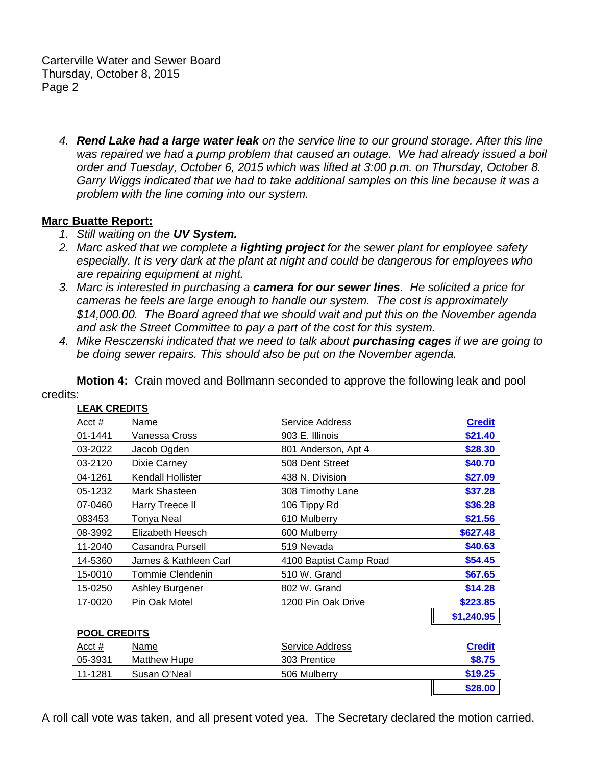4. ***Rend Lake had a large water leak*** *on the service line to our ground storage. After this line was repaired we had a pump problem that caused an outage. We had already issued a boil order and Tuesday, October 6, 2015 which was lifted at 3:00 p.m. on Thursday, October 8. Garry Wiggs indicated that we had to take additional samples on this line because it was a problem with the line coming into our system.*

**Marc Buatte Report:**

1. *Still waiting on the* ***UV System.***
2. *Marc asked that we complete a* ***lighting project*** *for the sewer plant for employee safety especially. It is very dark at the plant at night and could be dangerous for employees who are repairing equipment at night.*
3. *Marc is interested in purchasing a* ***camera for our sewer lines****. He solicited a price for cameras he feels are large enough to handle our system. The cost is approximately $14,000.00. The Board agreed that we should wait and put this on the November agenda and ask the Street Committee to pay a part of the cost for this system.*
4. *Mike Resczenski indicated that we need to talk about* ***purchasing cages*** *if we are going to be doing sewer repairs. This should also be put on the November agenda.*

**Motion 4:** Crain moved and Bollmann seconded to approve the following leak and pool credits:

**LEAK CREDITS**

| Acct # | Name | Service Address | Credit |
|---|---|---|---|
| 01-1441 | Vanessa Cross | 903 E. Illinois | $21.40 |
| 03-2022 | Jacob Ogden | 801 Anderson, Apt 4 | $28.30 |
| 03-2120 | Dixie Carney | 508 Dent Street | $40.70 |
| 04-1261 | Kendall Hollister | 438 N. Division | $27.09 |
| 05-1232 | Mark Shasteen | 308 Timothy Lane | $37.28 |
| 07-0460 | Harry Treece II | 106 Tippy Rd | $36.28 |
| 083453 | Tonya Neal | 610 Mulberry | $21.56 |
| 08-3992 | Elizabeth Heesch | 600 Mulberry | $627.48 |
| 11-2040 | Casandra Pursell | 519 Nevada | $40.63 |
| 14-5360 | James & Kathleen Carl | 4100 Baptist Camp Road | $54.45 |
| 15-0010 | Tommie Clendenin | 510 W. Grand | $67.65 |
| 15-0250 | Ashley Burgener | 802 W. Grand | $14.28 |
| 17-0020 | Pin Oak Motel | 1200 Pin Oak Drive | $223.85 |
| | | | $1,240.95 |

**POOL CREDITS**

| Acct # | Name | Service Address | Credit |
|---|---|---|---|
| 05-3931 | Matthew Hupe | 303 Prentice | $8.75 |
| 11-1281 | Susan O'Neal | 506 Mulberry | $19.25 |
| | | | $28.00 |

A roll call vote was taken, and all present voted yea. The Secretary declared the motion carried.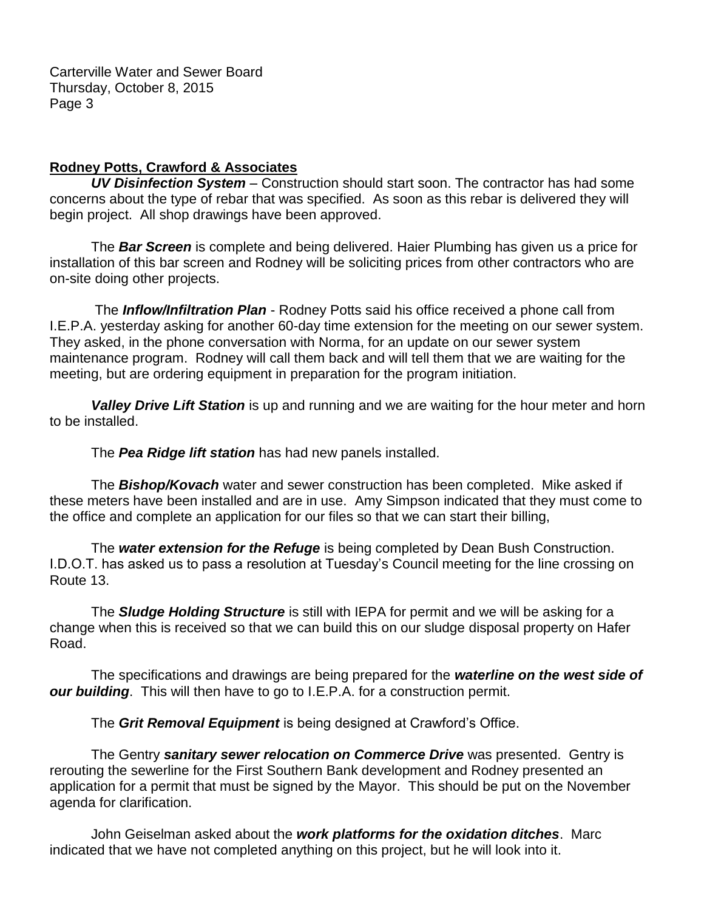**Rodney Potts, Crawford & Associates**

***UV Disinfection System*** – Construction should start soon. The contractor has had some concerns about the type of rebar that was specified. As soon as this rebar is delivered they will begin project. All shop drawings have been approved.

The ***Bar Screen*** is complete and being delivered. Haier Plumbing has given us a price for installation of this bar screen and Rodney will be soliciting prices from other contractors who are on-site doing other projects.

The ***Inflow/Infiltration Plan*** - Rodney Potts said his office received a phone call from I.E.P.A. yesterday asking for another 60-day time extension for the meeting on our sewer system. They asked, in the phone conversation with Norma, for an update on our sewer system maintenance program. Rodney will call them back and will tell them that we are waiting for the meeting, but are ordering equipment in preparation for the program initiation.

***Valley Drive Lift Station*** is up and running and we are waiting for the hour meter and horn to be installed.

The ***Pea Ridge lift station*** has had new panels installed.

The ***Bishop/Kovach*** water and sewer construction has been completed. Mike asked if these meters have been installed and are in use. Amy Simpson indicated that they must come to the office and complete an application for our files so that we can start their billing,

The ***water extension for the Refuge*** is being completed by Dean Bush Construction. I.D.O.T. has asked us to pass a resolution at Tuesday's Council meeting for the line crossing on Route 13.

The ***Sludge Holding Structure*** is still with IEPA for permit and we will be asking for a change when this is received so that we can build this on our sludge disposal property on Hafer Road.

The specifications and drawings are being prepared for the ***waterline on the west side of our building***. This will then have to go to I.E.P.A. for a construction permit.

The ***Grit Removal Equipment*** is being designed at Crawford's Office.

The Gentry ***sanitary sewer relocation on Commerce Drive*** was presented. Gentry is rerouting the sewerline for the First Southern Bank development and Rodney presented an application for a permit that must be signed by the Mayor. This should be put on the November agenda for clarification.

John Geiselman asked about the ***work platforms for the oxidation ditches***. Marc indicated that we have not completed anything on this project, but he will look into it.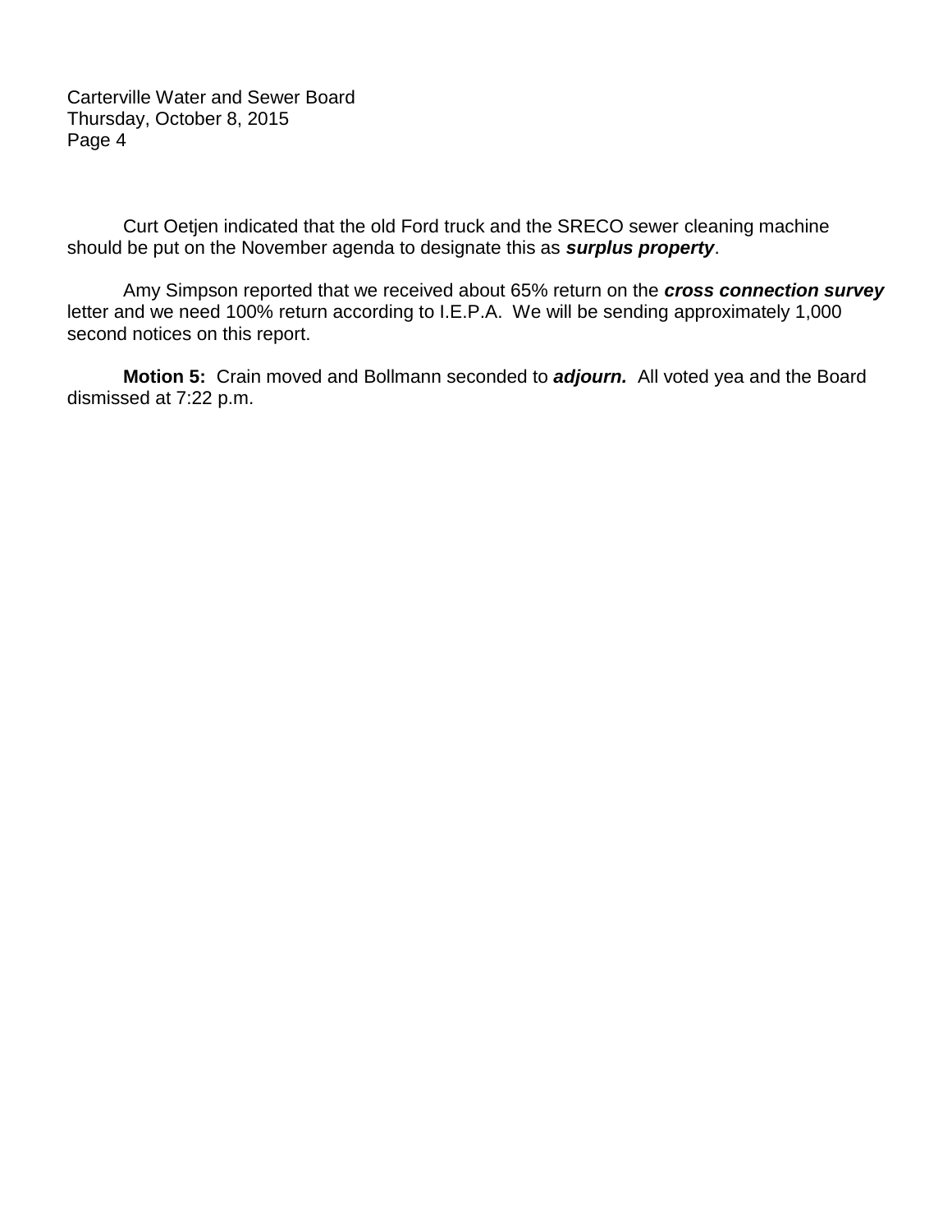Curt Oetjen indicated that the old Ford truck and the SRECO sewer cleaning machine should be put on the November agenda to designate this as ***surplus property***.

Amy Simpson reported that we received about 65% return on the ***cross connection survey*** letter and we need 100% return according to I.E.P.A. We will be sending approximately 1,000 second notices on this report.

**Motion 5:** Crain moved and Bollmann seconded to ***adjourn.*** All voted yea and the Board dismissed at 7:22 p.m.